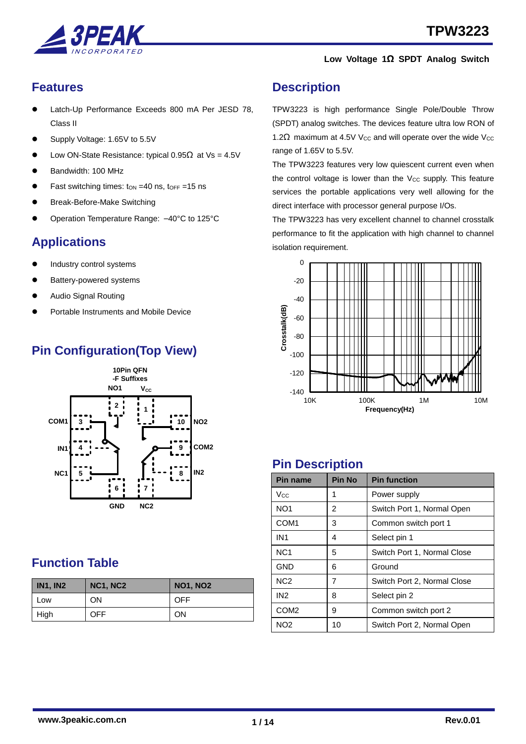# TPW3223

**Low Voltage 1Ω SPDT Analog Switch**

## Features

- Latch-Up Performance Exceeds 800 mA Per JESD 78, Class II
- Supply Voltage: 1.65V to 5.5V
- Low ON-State Resistance: typical 0.95Ω at Vs = 4.5V
- Bandwidth: 100 MHz
- Fast switching times: $t_{ON}$ =40 ns, $t_{OFF}$ =15 ns
- Break-Before-Make Switching
- Operation Temperature Range: –40°C to 125°C

## Applications

- Industry control systems
- Battery-powered systems
- Audio Signal Routing
- Portable Instruments and Mobile Device

## Pin Configuration(Top View)

10Pin QFN
-F Suffixes

| Pin | Name |
|---|---|
| 1 | $V_{CC}$ |
| 2 | NO1 |
| 3 | COM1 |
| 4 | IN1 |
| 5 | NC1 |
| 6 | GND |
| 7 | NC2 |
| 8 | IN2 |
| 9 | COM2 |
| 10 | NO2 |

## Function Table

| IN1, IN2 | NC1, NC2 | NO1, NO2 |
|---|---|---|
| Low | ON | OFF |
| High | OFF | ON |

## Description

TPW3223 is high performance Single Pole/Double Throw (SPDT) analog switches. The devices feature ultra low RON of 1.2Ω maximum at 4.5V $V_{CC}$ and will operate over the wide $V_{CC}$ range of 1.65V to 5.5V.

The TPW3223 features very low quiescent current even when the control voltage is lower than the $V_{CC}$ supply. This feature services the portable applications very well allowing for the direct interface with processor general purpose I/Os.

The TPW3223 has very excellent channel to channel crosstalk performance to fit the application with high channel to channel isolation requirement.

Crosstalk(dB) vs. Frequency(Hz)

## Pin Description

| Pin name | Pin No | Pin function |
|---|---|---|
| $V_{CC}$ | 1 | Power supply |
| NO1 | 2 | Switch Port 1, Normal Open |
| COM1 | 3 | Common switch port 1 |
| IN1 | 4 | Select pin 1 |
| NC1 | 5 | Switch Port 1, Normal Close |
| GND | 6 | Ground |
| NC2 | 7 | Switch Port 2, Normal Close |
| IN2 | 8 | Select pin 2 |
| COM2 | 9 | Common switch port 2 |
| NO2 | 10 | Switch Port 2, Normal Open |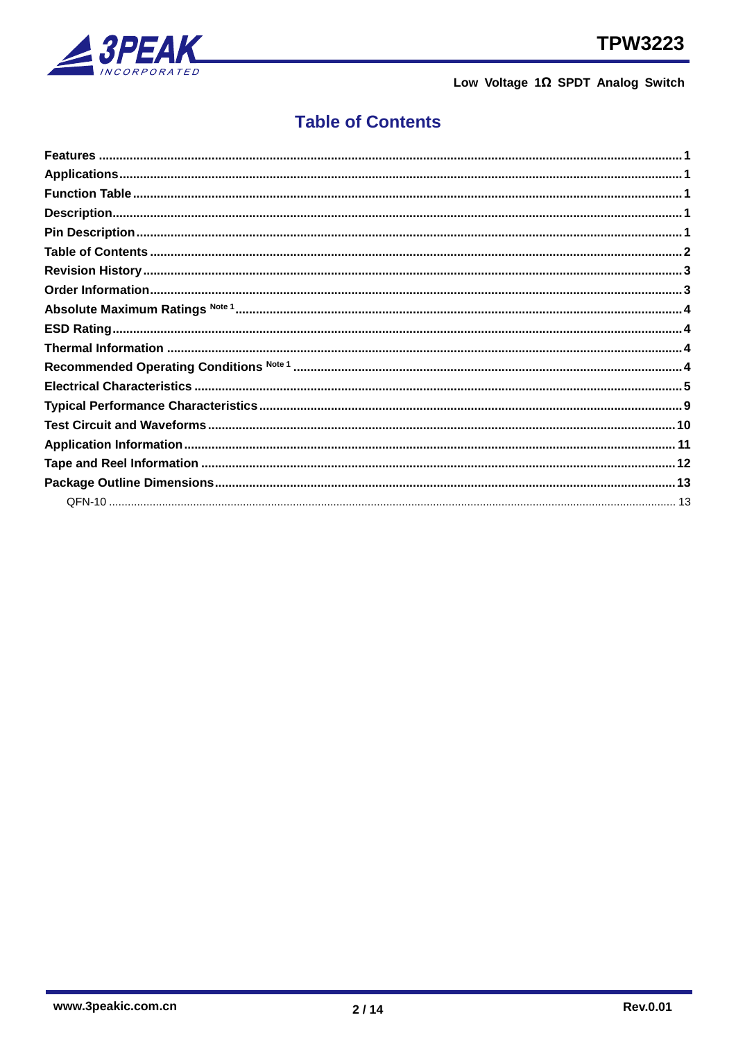# Table of Contents

Features ..... 1
Applications ..... 1
Function Table ..... 1
Description ..... 1
Pin Description ..... 1
Table of Contents ..... 2
Revision History ..... 3
Order Information ..... 3
Absolute Maximum Ratings Note 1 ..... 4
ESD Rating ..... 4
Thermal Information ..... 4
Recommended Operating Conditions Note 1 ..... 4
Electrical Characteristics ..... 5
Typical Performance Characteristics ..... 9
Test Circuit and Waveforms ..... 10
Application Information ..... 11
Tape and Reel Information ..... 12
Package Outline Dimensions ..... 13
  QFN-10 ..... 13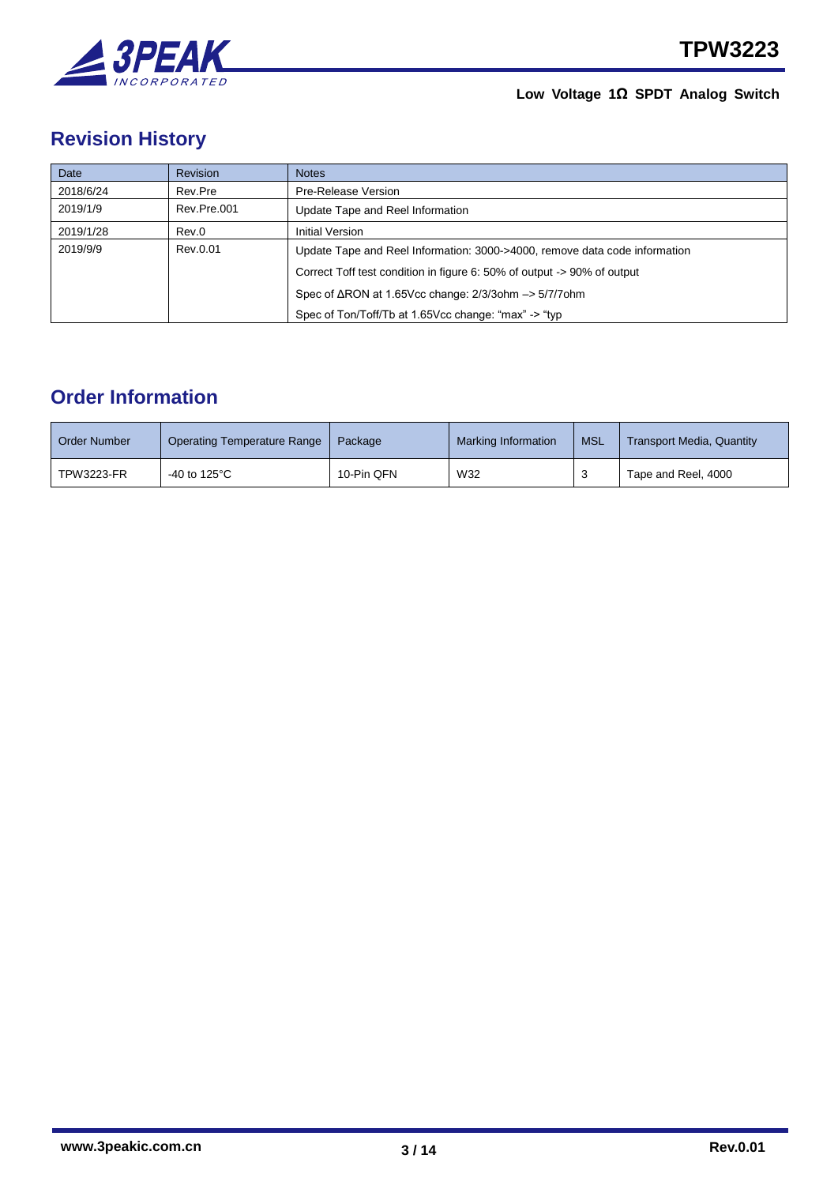## Revision History

| Date | Revision | Notes |
|---|---|---|
| 2018/6/24 | Rev.Pre | Pre-Release Version |
| 2019/1/9 | Rev.Pre.001 | Update Tape and Reel Information |
| 2019/1/28 | Rev.0 | Initial Version |
| 2019/9/9 | Rev.0.01 | Update Tape and Reel Information: 3000->4000, remove data code information<br>Correct Toff test condition in figure 6: 50% of output -> 90% of output<br>Spec of ΔRON at 1.65Vcc change: 2/3/3ohm –> 5/7/7ohm<br>Spec of Ton/Toff/Tb at 1.65Vcc change: “max” -> “typ |

## Order Information

| Order Number | Operating Temperature Range | Package | Marking Information | MSL | Transport Media, Quantity |
|---|---|---|---|---|---|
| TPW3223-FR | -40 to 125°C | 10-Pin QFN | W32 | 3 | Tape and Reel, 4000 |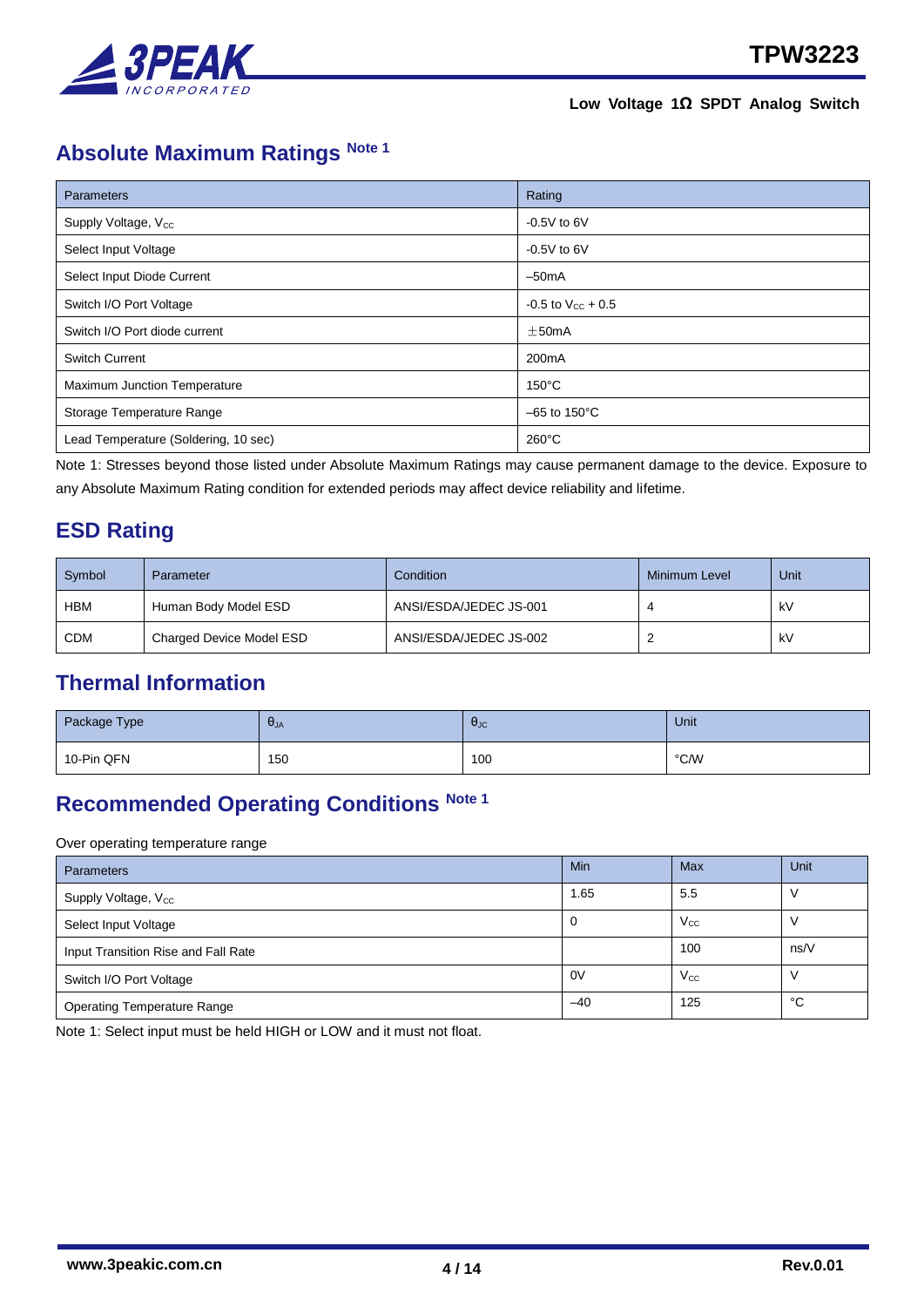## Absolute Maximum Ratings Note 1

| Parameters | Rating |
|---|---|
| Supply Voltage, $V_{CC}$ | -0.5V to 6V |
| Select Input Voltage | -0.5V to 6V |
| Select Input Diode Current | –50mA |
| Switch I/O Port Voltage | -0.5 to $V_{CC}$ + 0.5 |
| Switch I/O Port diode current | ±50mA |
| Switch Current | 200mA |
| Maximum Junction Temperature | 150°C |
| Storage Temperature Range | –65 to 150°C |
| Lead Temperature (Soldering, 10 sec) | 260°C |

Note 1: Stresses beyond those listed under Absolute Maximum Ratings may cause permanent damage to the device. Exposure to any Absolute Maximum Rating condition for extended periods may affect device reliability and lifetime.

## ESD Rating

| Symbol | Parameter | Condition | Minimum Level | Unit |
|---|---|---|---|---|
| HBM | Human Body Model ESD | ANSI/ESDA/JEDEC JS-001 | 4 | kV |
| CDM | Charged Device Model ESD | ANSI/ESDA/JEDEC JS-002 | 2 | kV |

## Thermal Information

| Package Type | $\theta_{JA}$ | $\theta_{JC}$ | Unit |
|---|---|---|---|
| 10-Pin QFN | 150 | 100 | °C/W |

## Recommended Operating Conditions Note 1

Over operating temperature range

| Parameters | Min | Max | Unit |
|---|---|---|---|
| Supply Voltage, $V_{CC}$ | 1.65 | 5.5 | V |
| Select Input Voltage | 0 | $V_{CC}$ | V |
| Input Transition Rise and Fall Rate | | 100 | ns/V |
| Switch I/O Port Voltage | 0V | $V_{CC}$ | V |
| Operating Temperature Range | –40 | 125 | °C |

Note 1: Select input must be held HIGH or LOW and it must not float.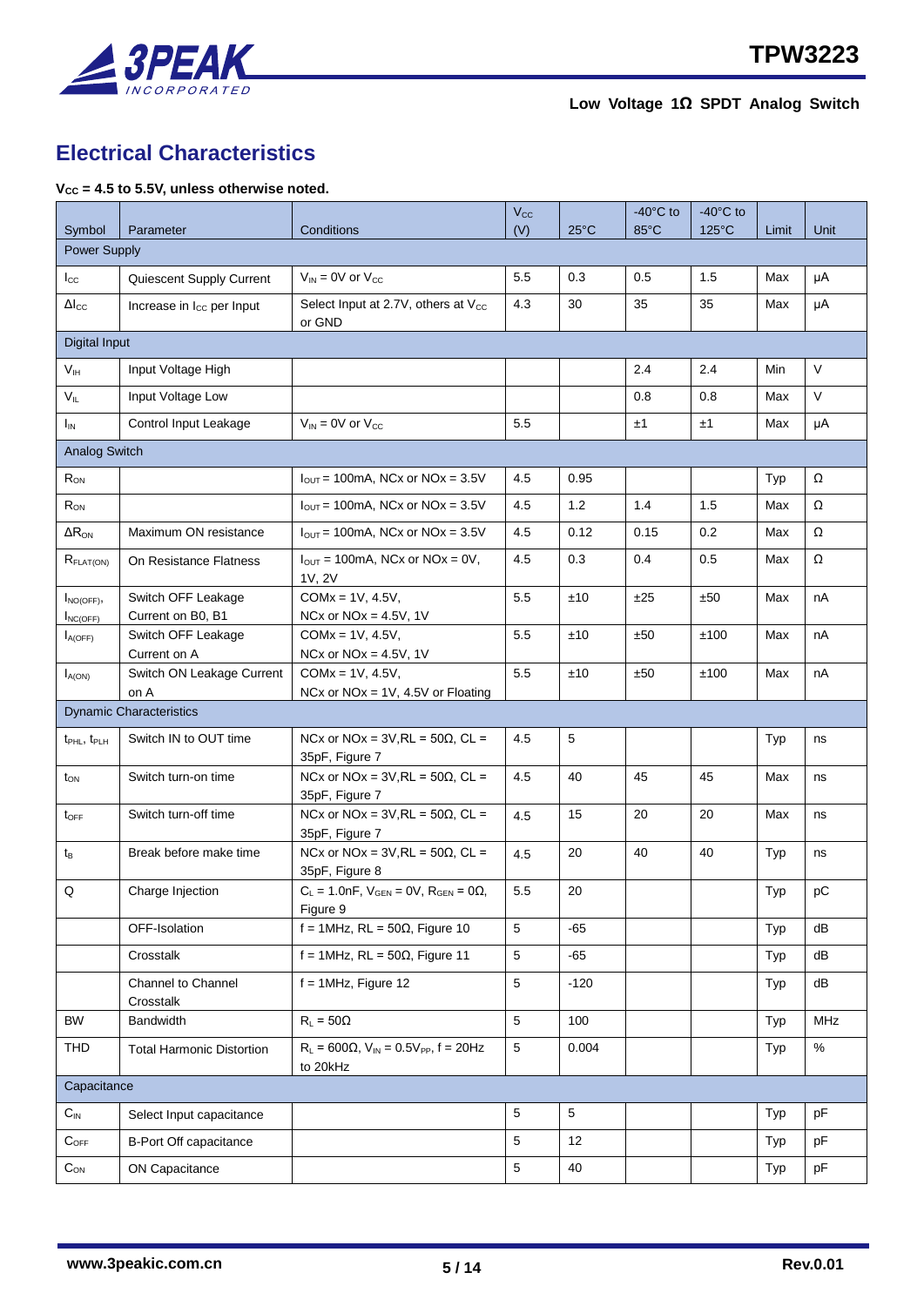## Electrical Characteristics

**$V_{CC}$ = 4.5 to 5.5V, unless otherwise noted.**

| Symbol | Parameter | Conditions | $V_{CC}$ (V) | 25°C | -40°C to 85°C | -40°C to 125°C | Limit | Unit |
|---|---|---|---|---|---|---|---|---|
| Power Supply | | | | | | | | |
| $I_{CC}$ | Quiescent Supply Current | $V_{IN}$ = 0V or $V_{CC}$ | 5.5 | 0.3 | 0.5 | 1.5 | Max | μA |
| $\Delta I_{CC}$ | Increase in $I_{CC}$ per Input | Select Input at 2.7V, others at $V_{CC}$ or GND | 4.3 | 30 | 35 | 35 | Max | μA |
| Digital Input | | | | | | | | |
| $V_{IH}$ | Input Voltage High | | | | 2.4 | 2.4 | Min | V |
| $V_{IL}$ | Input Voltage Low | | | | 0.8 | 0.8 | Max | V |
| $I_{IN}$ | Control Input Leakage | $V_{IN}$ = 0V or $V_{CC}$ | 5.5 | | ±1 | ±1 | Max | μA |
| Analog Switch | | | | | | | | |
| $R_{ON}$ | | $I_{OUT}$ = 100mA, NCx or NOx = 3.5V | 4.5 | 0.95 | | | Typ | Ω |
| $R_{ON}$ | | $I_{OUT}$ = 100mA, NCx or NOx = 3.5V | 4.5 | 1.2 | 1.4 | 1.5 | Max | Ω |
| $\Delta R_{ON}$ | Maximum ON resistance | $I_{OUT}$ = 100mA, NCx or NOx = 3.5V | 4.5 | 0.12 | 0.15 | 0.2 | Max | Ω |
| $R_{FLAT(ON)}$ | On Resistance Flatness | $I_{OUT}$ = 100mA, NCx or NOx = 0V, 1V, 2V | 4.5 | 0.3 | 0.4 | 0.5 | Max | Ω |
| $I_{NO(OFF)}$, $I_{NC(OFF)}$ | Switch OFF Leakage Current on B0, B1 | COMx = 1V, 4.5V, NCx or NOx = 4.5V, 1V | 5.5 | ±10 | ±25 | ±50 | Max | nA |
| $I_{A(OFF)}$ | Switch OFF Leakage Current on A | COMx = 1V, 4.5V, NCx or NOx = 4.5V, 1V | 5.5 | ±10 | ±50 | ±100 | Max | nA |
| $I_{A(ON)}$ | Switch ON Leakage Current on A | COMx = 1V, 4.5V, NCx or NOx = 1V, 4.5V or Floating | 5.5 | ±10 | ±50 | ±100 | Max | nA |
| Dynamic Characteristics | | | | | | | | |
| $t_{PHL}$, $t_{PLH}$ | Switch IN to OUT time | NCx or NOx = 3V,RL = 50Ω, CL = 35pF, Figure 7 | 4.5 | 5 | | | Typ | ns |
| $t_{ON}$ | Switch turn-on time | NCx or NOx = 3V,RL = 50Ω, CL = 35pF, Figure 7 | 4.5 | 40 | 45 | 45 | Max | ns |
| $t_{OFF}$ | Switch turn-off time | NCx or NOx = 3V,RL = 50Ω, CL = 35pF, Figure 7 | 4.5 | 15 | 20 | 20 | Max | ns |
| $t_B$ | Break before make time | NCx or NOx = 3V,RL = 50Ω, CL = 35pF, Figure 8 | 4.5 | 20 | 40 | 40 | Typ | ns |
| Q | Charge Injection | $C_L$ = 1.0nF, $V_{GEN}$ = 0V, $R_{GEN}$ = 0Ω, Figure 9 | 5.5 | 20 | | | Typ | pC |
| | OFF-Isolation | f = 1MHz, RL = 50Ω, Figure 10 | 5 | -65 | | | Typ | dB |
| | Crosstalk | f = 1MHz, RL = 50Ω, Figure 11 | 5 | -65 | | | Typ | dB |
| | Channel to Channel Crosstalk | f = 1MHz, Figure 12 | 5 | -120 | | | Typ | dB |
| BW | Bandwidth | $R_L$ = 50Ω | 5 | 100 | | | Typ | MHz |
| THD | Total Harmonic Distortion | $R_L$ = 600Ω, $V_{IN}$ = 0.5$V_{PP}$, f = 20Hz to 20kHz | 5 | 0.004 | | | Typ | % |
| Capacitance | | | | | | | | |
| $C_{IN}$ | Select Input capacitance | | 5 | 5 | | | Typ | pF |
| $C_{OFF}$ | B-Port Off capacitance | | 5 | 12 | | | Typ | pF |
| $C_{ON}$ | ON Capacitance | | 5 | 40 | | | Typ | pF |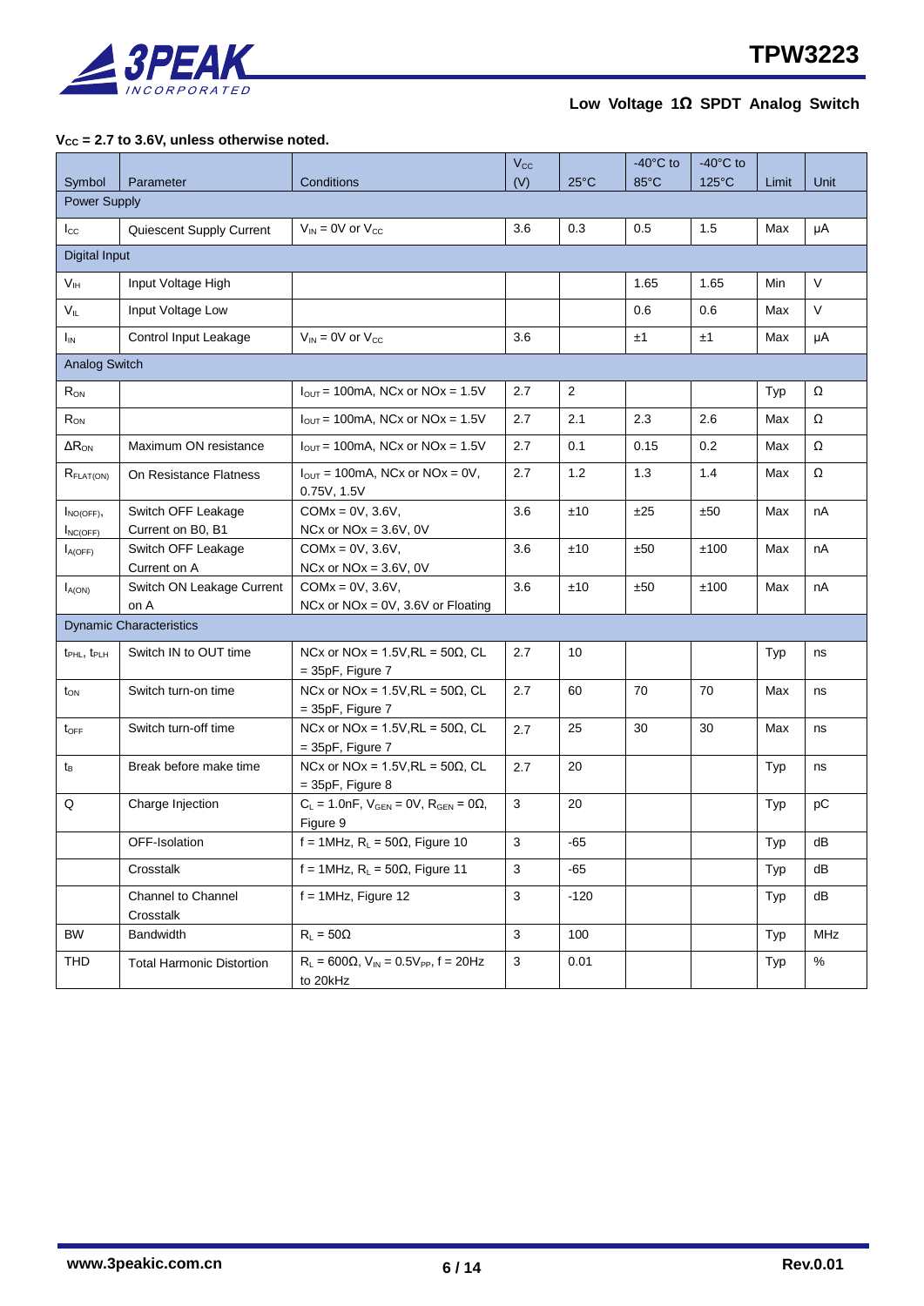**$V_{CC}$ = 2.7 to 3.6V, unless otherwise noted.**

| Symbol | Parameter | Conditions | $V_{CC}$ (V) | 25°C | -40°C to 85°C | -40°C to 125°C | Limit | Unit |
|---|---|---|---|---|---|---|---|---|
| Power Supply | | | | | | | | |
| $I_{CC}$ | Quiescent Supply Current | $V_{IN}$ = 0V or $V_{CC}$ | 3.6 | 0.3 | 0.5 | 1.5 | Max | μA |
| Digital Input | | | | | | | | |
| $V_{IH}$ | Input Voltage High | | | | 1.65 | 1.65 | Min | V |
| $V_{IL}$ | Input Voltage Low | | | | 0.6 | 0.6 | Max | V |
| $I_{IN}$ | Control Input Leakage | $V_{IN}$ = 0V or $V_{CC}$ | 3.6 | | ±1 | ±1 | Max | μA |
| Analog Switch | | | | | | | | |
| $R_{ON}$ | | $I_{OUT}$ = 100mA, NCx or NOx = 1.5V | 2.7 | 2 | | | Typ | Ω |
| $R_{ON}$ | | $I_{OUT}$ = 100mA, NCx or NOx = 1.5V | 2.7 | 2.1 | 2.3 | 2.6 | Max | Ω |
| $\Delta R_{ON}$ | Maximum ON resistance | $I_{OUT}$ = 100mA, NCx or NOx = 1.5V | 2.7 | 0.1 | 0.15 | 0.2 | Max | Ω |
| $R_{FLAT(ON)}$ | On Resistance Flatness | $I_{OUT}$ = 100mA, NCx or NOx = 0V, 0.75V, 1.5V | 2.7 | 1.2 | 1.3 | 1.4 | Max | Ω |
| $I_{NO(OFF)}$, $I_{NC(OFF)}$ | Switch OFF Leakage Current on B0, B1 | COMx = 0V, 3.6V, NCx or NOx = 3.6V, 0V | 3.6 | ±10 | ±25 | ±50 | Max | nA |
| $I_{A(OFF)}$ | Switch OFF Leakage Current on A | COMx = 0V, 3.6V, NCx or NOx = 3.6V, 0V | 3.6 | ±10 | ±50 | ±100 | Max | nA |
| $I_{A(ON)}$ | Switch ON Leakage Current on A | COMx = 0V, 3.6V, NCx or NOx = 0V, 3.6V or Floating | 3.6 | ±10 | ±50 | ±100 | Max | nA |
| Dynamic Characteristics | | | | | | | | |
| $t_{PHL}$, $t_{PLH}$ | Switch IN to OUT time | NCx or NOx = 1.5V,RL = 50Ω, CL = 35pF, Figure 7 | 2.7 | 10 | | | Typ | ns |
| $t_{ON}$ | Switch turn-on time | NCx or NOx = 1.5V,RL = 50Ω, CL = 35pF, Figure 7 | 2.7 | 60 | 70 | 70 | Max | ns |
| $t_{OFF}$ | Switch turn-off time | NCx or NOx = 1.5V,RL = 50Ω, CL = 35pF, Figure 7 | 2.7 | 25 | 30 | 30 | Max | ns |
| $t_B$ | Break before make time | NCx or NOx = 1.5V,RL = 50Ω, CL = 35pF, Figure 8 | 2.7 | 20 | | | Typ | ns |
| Q | Charge Injection | $C_L$ = 1.0nF, $V_{GEN}$ = 0V, $R_{GEN}$ = 0Ω, Figure 9 | 3 | 20 | | | Typ | pC |
| | OFF-Isolation | f = 1MHz, $R_L$ = 50Ω, Figure 10 | 3 | -65 | | | Typ | dB |
| | Crosstalk | f = 1MHz, $R_L$ = 50Ω, Figure 11 | 3 | -65 | | | Typ | dB |
| | Channel to Channel Crosstalk | f = 1MHz, Figure 12 | 3 | -120 | | | Typ | dB |
| BW | Bandwidth | $R_L$ = 50Ω | 3 | 100 | | | Typ | MHz |
| THD | Total Harmonic Distortion | $R_L$ = 600Ω, $V_{IN}$ = 0.5$V_{PP}$, f = 20Hz to 20kHz | 3 | 0.01 | | | Typ | % |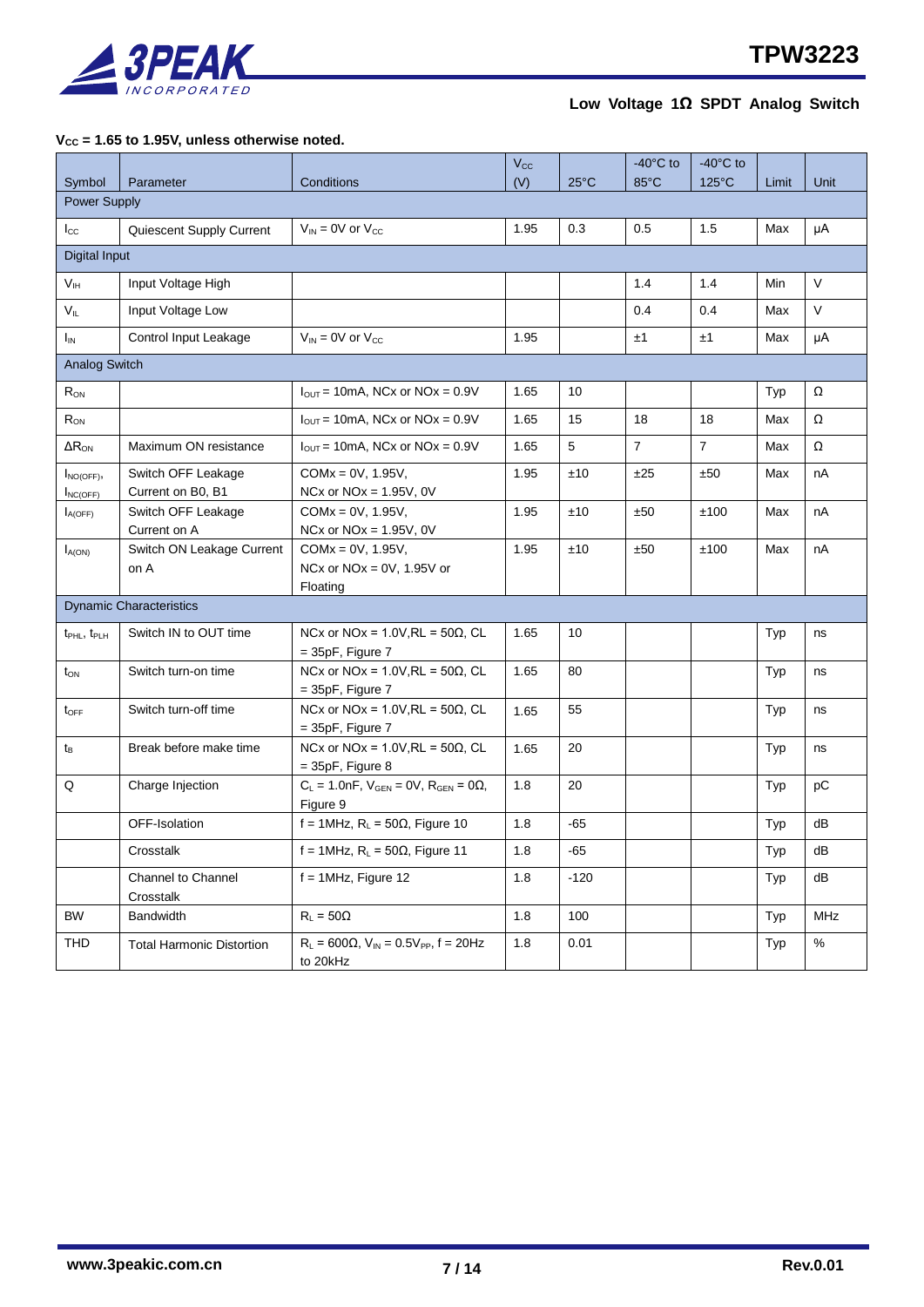**$V_{CC}$ = 1.65 to 1.95V, unless otherwise noted.**

| Symbol | Parameter | Conditions | $V_{CC}$ (V) | 25°C | -40°C to 85°C | -40°C to 125°C | Limit | Unit |
|---|---|---|---|---|---|---|---|---|
| Power Supply | | | | | | | | |
| $I_{CC}$ | Quiescent Supply Current | $V_{IN}$ = 0V or $V_{CC}$ | 1.95 | 0.3 | 0.5 | 1.5 | Max | μA |
| Digital Input | | | | | | | | |
| $V_{IH}$ | Input Voltage High | | | | 1.4 | 1.4 | Min | V |
| $V_{IL}$ | Input Voltage Low | | | | 0.4 | 0.4 | Max | V |
| $I_{IN}$ | Control Input Leakage | $V_{IN}$ = 0V or $V_{CC}$ | 1.95 | | ±1 | ±1 | Max | μA |
| Analog Switch | | | | | | | | |
| $R_{ON}$ | | $I_{OUT}$ = 10mA, NCx or NOx = 0.9V | 1.65 | 10 | | | Typ | Ω |
| $R_{ON}$ | | $I_{OUT}$ = 10mA, NCx or NOx = 0.9V | 1.65 | 15 | 18 | 18 | Max | Ω |
| $ΔR_{ON}$ | Maximum ON resistance | $I_{OUT}$ = 10mA, NCx or NOx = 0.9V | 1.65 | 5 | 7 | 7 | Max | Ω |
| $I_{NO(OFF)}$, $I_{NC(OFF)}$ | Switch OFF Leakage Current on B0, B1 | COMx = 0V, 1.95V, NCx or NOx = 1.95V, 0V | 1.95 | ±10 | ±25 | ±50 | Max | nA |
| $I_{A(OFF)}$ | Switch OFF Leakage Current on A | COMx = 0V, 1.95V, NCx or NOx = 1.95V, 0V | 1.95 | ±10 | ±50 | ±100 | Max | nA |
| $I_{A(ON)}$ | Switch ON Leakage Current on A | COMx = 0V, 1.95V, NCx or NOx = 0V, 1.95V or Floating | 1.95 | ±10 | ±50 | ±100 | Max | nA |
| Dynamic Characteristics | | | | | | | | |
| $t_{PHL}$, $t_{PLH}$ | Switch IN to OUT time | NCx or NOx = 1.0V,RL = 50Ω, CL = 35pF, Figure 7 | 1.65 | 10 | | | Typ | ns |
| $t_{ON}$ | Switch turn-on time | NCx or NOx = 1.0V,RL = 50Ω, CL = 35pF, Figure 7 | 1.65 | 80 | | | Typ | ns |
| $t_{OFF}$ | Switch turn-off time | NCx or NOx = 1.0V,RL = 50Ω, CL = 35pF, Figure 7 | 1.65 | 55 | | | Typ | ns |
| $t_B$ | Break before make time | NCx or NOx = 1.0V,RL = 50Ω, CL = 35pF, Figure 8 | 1.65 | 20 | | | Typ | ns |
| Q | Charge Injection | $C_L$ = 1.0nF, $V_{GEN}$ = 0V, $R_{GEN}$ = 0Ω, Figure 9 | 1.8 | 20 | | | Typ | pC |
| | OFF-Isolation | f = 1MHz, $R_L$ = 50Ω, Figure 10 | 1.8 | -65 | | | Typ | dB |
| | Crosstalk | f = 1MHz, $R_L$ = 50Ω, Figure 11 | 1.8 | -65 | | | Typ | dB |
| | Channel to Channel Crosstalk | f = 1MHz, Figure 12 | 1.8 | -120 | | | Typ | dB |
| BW | Bandwidth | $R_L$ = 50Ω | 1.8 | 100 | | | Typ | MHz |
| THD | Total Harmonic Distortion | $R_L$ = 600Ω, $V_{IN}$ = 0.5$V_{PP}$, f = 20Hz to 20kHz | 1.8 | 0.01 | | | Typ | % |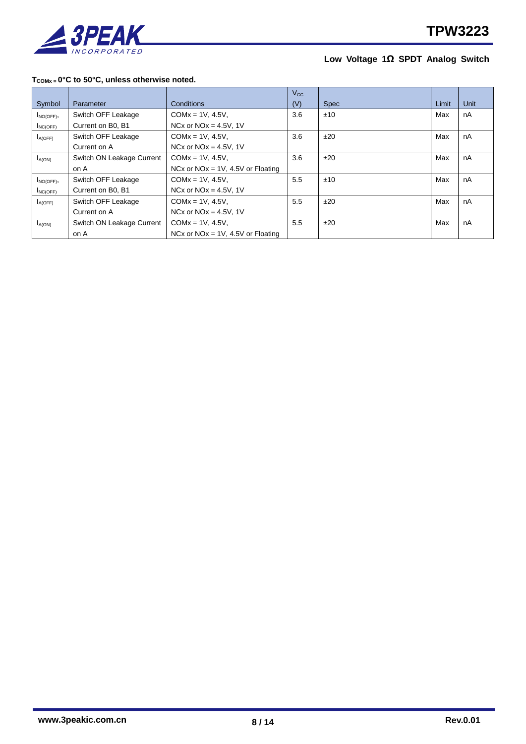**$T_{COMx}$ = 0°C to 50°C, unless otherwise noted.**

| Symbol | Parameter | Conditions | $V_{CC}$ (V) | Spec | Limit | Unit |
|---|---|---|---|---|---|---|
| $I_{NO(OFF)}$, $I_{NC(OFF)}$ | Switch OFF Leakage Current on B0, B1 | COMx = 1V, 4.5V, NCx or NOx = 4.5V, 1V | 3.6 | ±10 | Max | nA |
| $I_{A(OFF)}$ | Switch OFF Leakage Current on A | COMx = 1V, 4.5V, NCx or NOx = 4.5V, 1V | 3.6 | ±20 | Max | nA |
| $I_{A(ON)}$ | Switch ON Leakage Current on A | COMx = 1V, 4.5V, NCx or NOx = 1V, 4.5V or Floating | 3.6 | ±20 | Max | nA |
| $I_{NO(OFF)}$, $I_{NC(OFF)}$ | Switch OFF Leakage Current on B0, B1 | COMx = 1V, 4.5V, NCx or NOx = 4.5V, 1V | 5.5 | ±10 | Max | nA |
| $I_{A(OFF)}$ | Switch OFF Leakage Current on A | COMx = 1V, 4.5V, NCx or NOx = 4.5V, 1V | 5.5 | ±20 | Max | nA |
| $I_{A(ON)}$ | Switch ON Leakage Current on A | COMx = 1V, 4.5V, NCx or NOx = 1V, 4.5V or Floating | 5.5 | ±20 | Max | nA |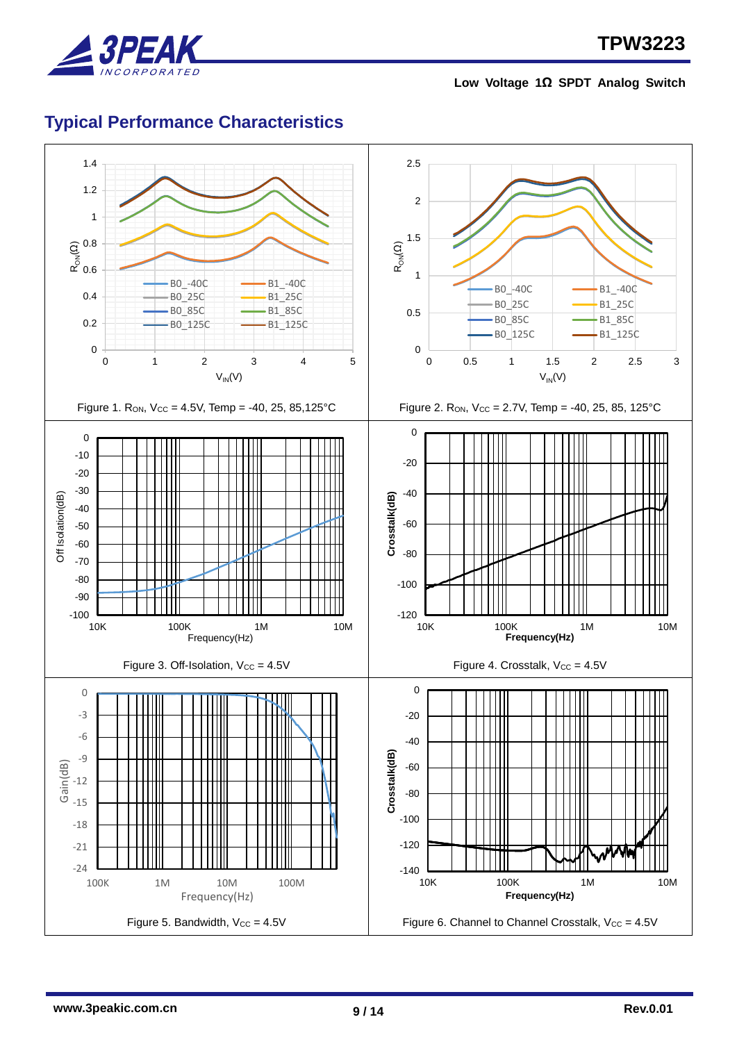## Typical Performance Characteristics

Figure 1. $R_{ON}$, $V_{CC}$ = 4.5V, Temp = -40, 25, 85,125°C

Figure 2. $R_{ON}$, $V_{CC}$ = 2.7V, Temp = -40, 25, 85, 125°C

Figure 3. Off-Isolation, $V_{CC}$ = 4.5V

Figure 4. Crosstalk, $V_{CC}$ = 4.5V

Figure 5. Bandwidth, $V_{CC}$ = 4.5V

Figure 6. Channel to Channel Crosstalk, $V_{CC}$ = 4.5V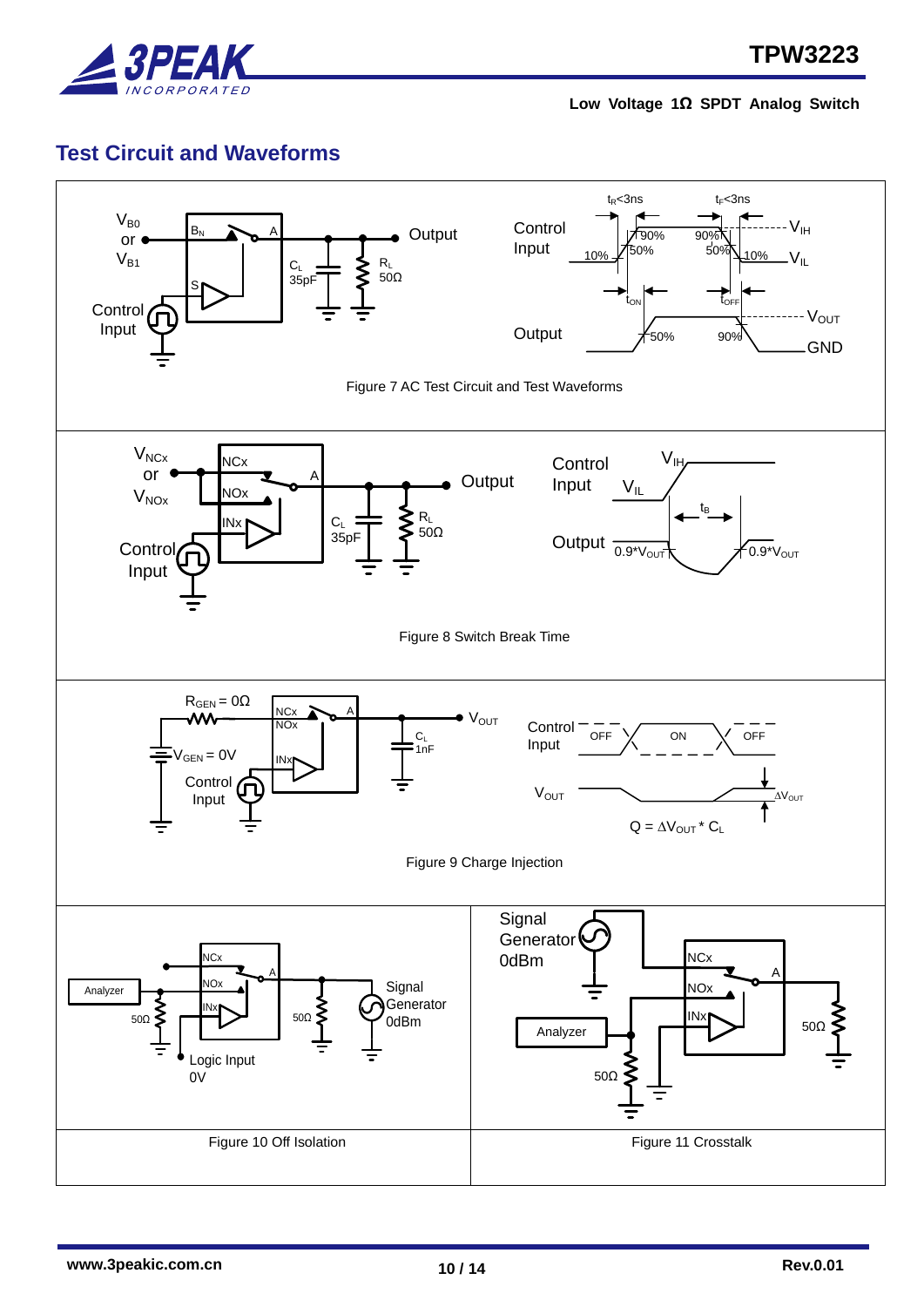## Test Circuit and Waveforms

Figure 7 AC Test Circuit and Test Waveforms

Figure 8 Switch Break Time

Figure 9 Charge Injection

$Q = \Delta V_{OUT} * C_L$

Figure 10 Off Isolation

Figure 11 Crosstalk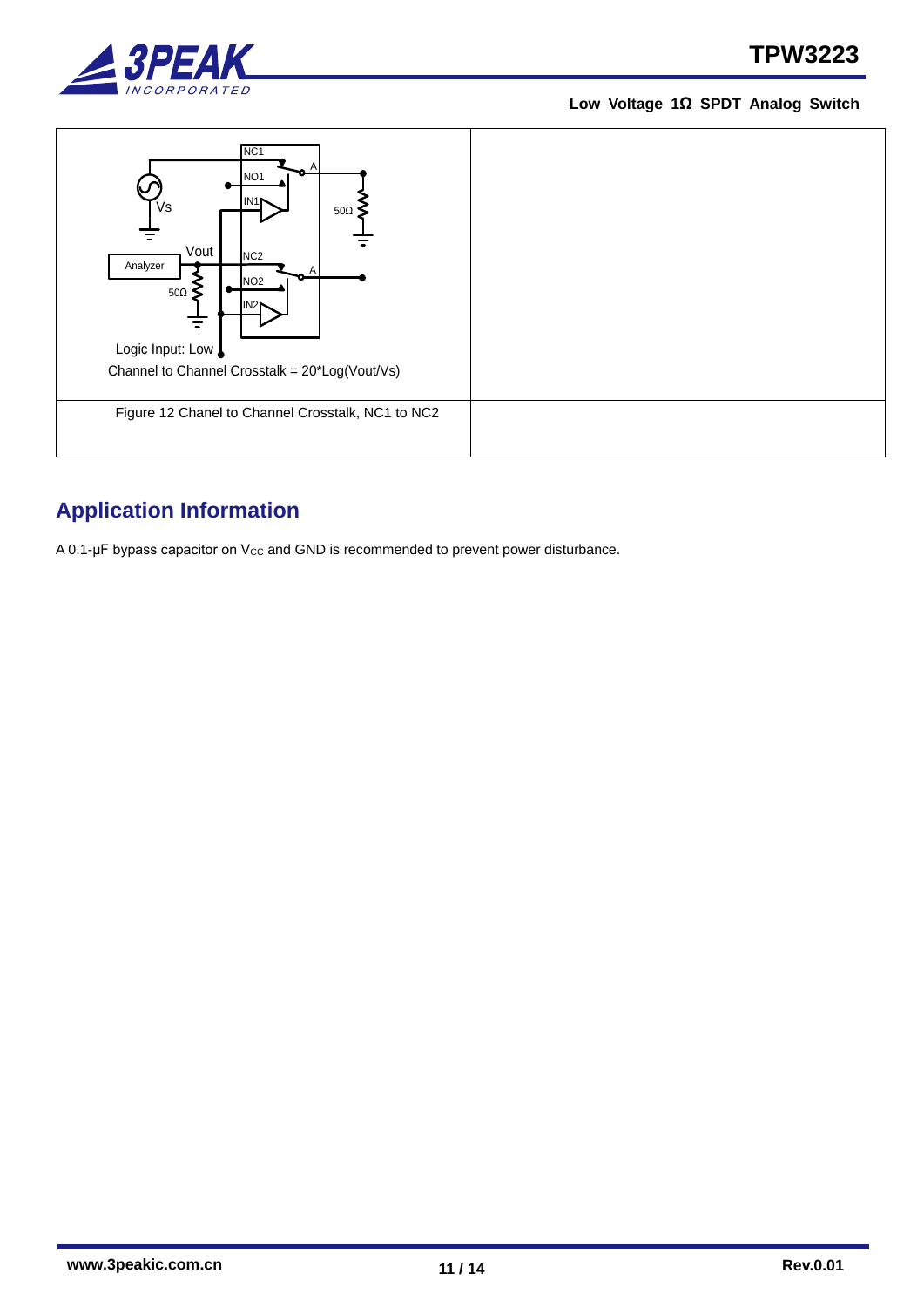| Logic Input: Low<br>Channel to Channel Crosstalk = 20*Log(Vout/Vs) | |
|---|---|
| Figure 12 Chanel to Channel Crosstalk, NC1 to NC2 | |

## Application Information

A 0.1-μF bypass capacitor on $V_{CC}$ and GND is recommended to prevent power disturbance.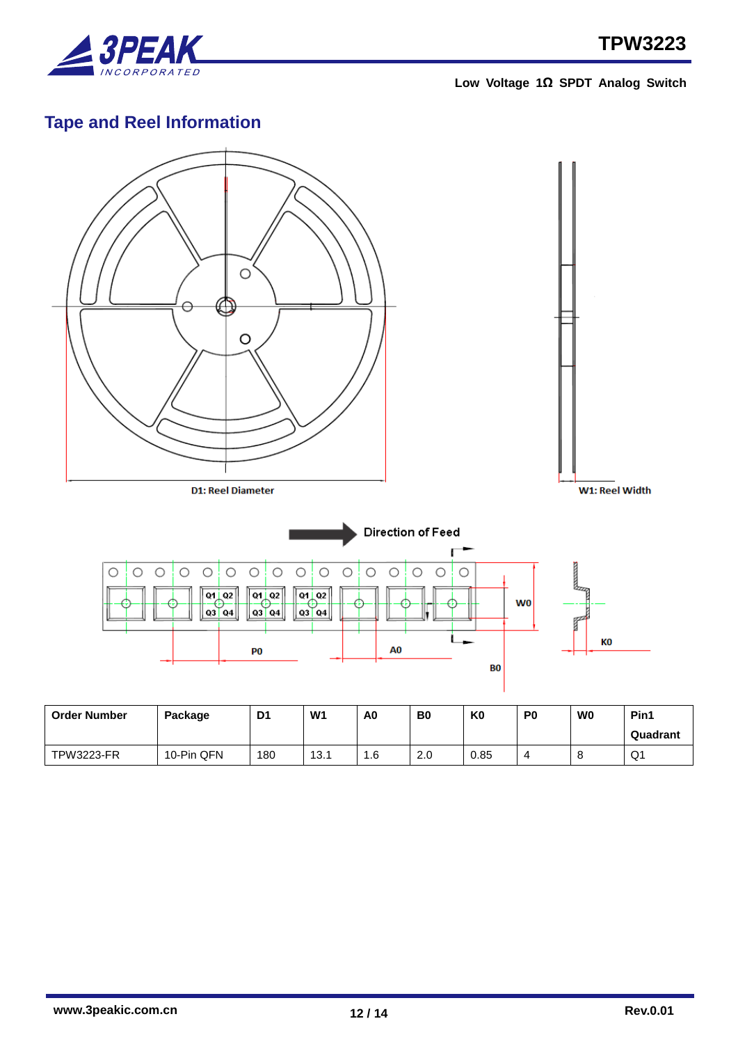## Tape and Reel Information

D1: Reel Diameter

W1: Reel Width

Direction of Feed

| Order Number | Package | D1 | W1 | A0 | B0 | K0 | P0 | W0 | Pin1 Quadrant |
|---|---|---|---|---|---|---|---|---|---|
| TPW3223-FR | 10-Pin QFN | 180 | 13.1 | 1.6 | 2.0 | 0.85 | 4 | 8 | Q1 |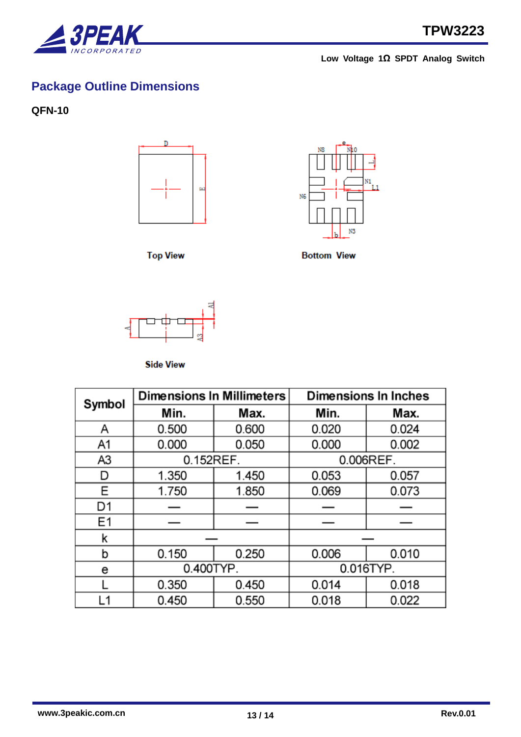## Package Outline Dimensions

**QFN-10**

Top View

Bottom View

Side View

| Symbol | Dimensions In Millimeters | | Dimensions In Inches | |
|---|---|---|---|---|
| | Min. | Max. | Min. | Max. |
| A | 0.500 | 0.600 | 0.020 | 0.024 |
| A1 | 0.000 | 0.050 | 0.000 | 0.002 |
| A3 | 0.152REF. | | 0.006REF. | |
| D | 1.350 | 1.450 | 0.053 | 0.057 |
| E | 1.750 | 1.850 | 0.069 | 0.073 |
| D1 | — | — | — | — |
| E1 | — | — | — | — |
| k | — | | — | |
| b | 0.150 | 0.250 | 0.006 | 0.010 |
| e | 0.400TYP. | | 0.016TYP. | |
| L | 0.350 | 0.450 | 0.014 | 0.018 |
| L1 | 0.450 | 0.550 | 0.018 | 0.022 |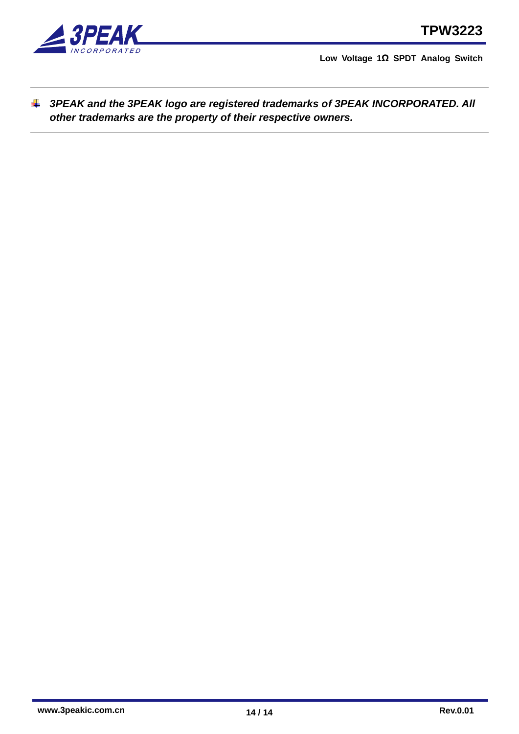- ***3PEAK and the 3PEAK logo are registered trademarks of 3PEAK INCORPORATED. All other trademarks are the property of their respective owners.***